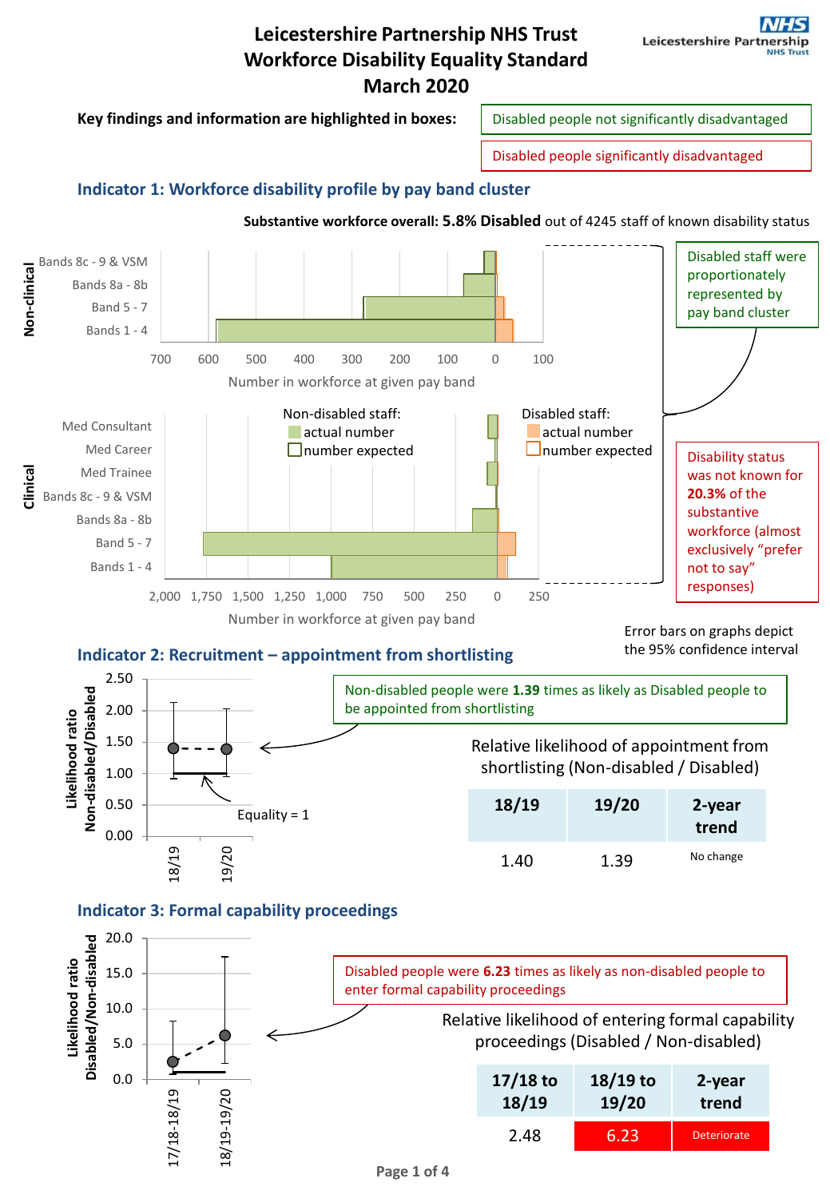# Leicestershire Partnership NHS Trust
# Workforce Disability Equality Standard
# March 2020

**Key findings and information are highlighted in boxes:**

- Disabled people not significantly disadvantaged
- Disabled people significantly disadvantaged

## Indicator 1: Workforce disability profile by pay band cluster

**Substantive workforce overall: 5.8% Disabled** out of 4245 staff of known disability status

Non-clinical: Bands 8c - 9 & VSM; Bands 8a - 8b; Band 5 - 7; Bands 1 - 4

Number in workforce at given pay band

Clinical: Med Consultant; Med Career; Med Trainee; Bands 8c - 9 & VSM; Bands 8a - 8b; Band 5 - 7; Bands 1 - 4

Non-disabled staff: actual number; number expected

Disabled staff: actual number; number expected

Number in workforce at given pay band

Disabled staff were proportionately represented by pay band cluster

Disability status was not known for **20.3%** of the substantive workforce (almost exclusively "prefer not to say" responses)

Error bars on graphs depict the 95% confidence interval

## Indicator 2: Recruitment – appointment from shortlisting

Non-disabled people were **1.39** times as likely as Disabled people to be appointed from shortlisting

Relative likelihood of appointment from shortlisting (Non-disabled / Disabled)

| 18/19 | 19/20 | 2-year trend |
|---|---|---|
| 1.40 | 1.39 | No change |

## Indicator 3: Formal capability proceedings

Disabled people were **6.23** times as likely as non-disabled people to enter formal capability proceedings

Relative likelihood of entering formal capability proceedings (Disabled / Non-disabled)

| 17/18 to 18/19 | 18/19 to 19/20 | 2-year trend |
|---|---|---|
| 2.48 | 6.23 | Deteriorate |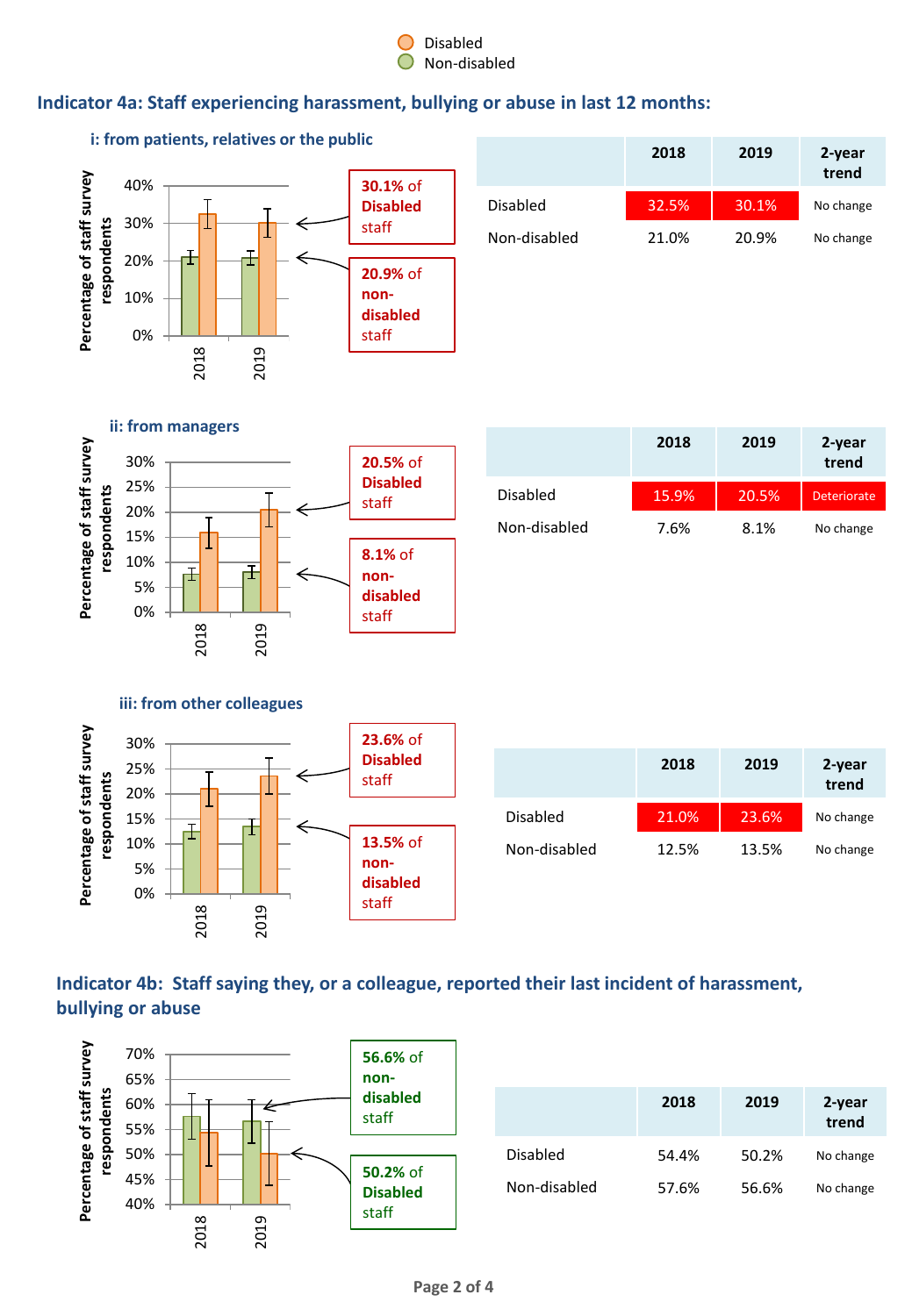Disabled
Non-disabled

## Indicator 4a: Staff experiencing harassment, bullying or abuse in last 12 months:

### i: from patients, relatives or the public

**30.1%** of **Disabled** staff

**20.9%** of **non-disabled** staff

| | 2018 | 2019 | 2-year trend |
|---|---|---|---|
| Disabled | 32.5% | 30.1% | No change |
| Non-disabled | 21.0% | 20.9% | No change |

### ii: from managers

**20.5%** of **Disabled** staff

**8.1%** of **non-disabled** staff

| | 2018 | 2019 | 2-year trend |
|---|---|---|---|
| Disabled | 15.9% | 20.5% | Deteriorate |
| Non-disabled | 7.6% | 8.1% | No change |

### iii: from other colleagues

**23.6%** of **Disabled** staff

**13.5%** of **non-disabled** staff

| | 2018 | 2019 | 2-year trend |
|---|---|---|---|
| Disabled | 21.0% | 23.6% | No change |
| Non-disabled | 12.5% | 13.5% | No change |

## Indicator 4b: Staff saying they, or a colleague, reported their last incident of harassment, bullying or abuse

**56.6%** of **non-disabled** staff

**50.2%** of **Disabled** staff

| | 2018 | 2019 | 2-year trend |
|---|---|---|---|
| Disabled | 54.4% | 50.2% | No change |
| Non-disabled | 57.6% | 56.6% | No change |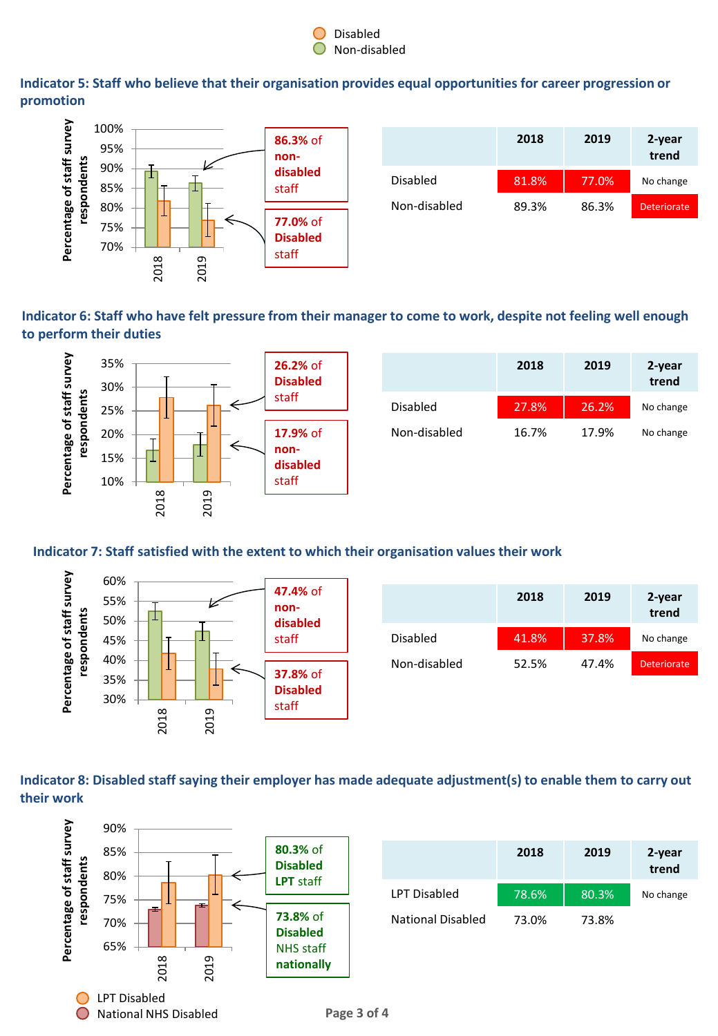Disabled
Non-disabled

## Indicator 5: Staff who believe that their organisation provides equal opportunities for career progression or promotion

86.3% of non-disabled staff

77.0% of Disabled staff

| | 2018 | 2019 | 2-year trend |
|---|---|---|---|
| Disabled | 81.8% | 77.0% | No change |
| Non-disabled | 89.3% | 86.3% | Deteriorate |

## Indicator 6: Staff who have felt pressure from their manager to come to work, despite not feeling well enough to perform their duties

26.2% of Disabled staff

17.9% of non-disabled staff

| | 2018 | 2019 | 2-year trend |
|---|---|---|---|
| Disabled | 27.8% | 26.2% | No change |
| Non-disabled | 16.7% | 17.9% | No change |

## Indicator 7: Staff satisfied with the extent to which their organisation values their work

47.4% of non-disabled staff

37.8% of Disabled staff

| | 2018 | 2019 | 2-year trend |
|---|---|---|---|
| Disabled | 41.8% | 37.8% | No change |
| Non-disabled | 52.5% | 47.4% | Deteriorate |

## Indicator 8: Disabled staff saying their employer has made adequate adjustment(s) to enable them to carry out their work

80.3% of Disabled LPT staff

73.8% of Disabled NHS staff nationally

| | 2018 | 2019 | 2-year trend |
|---|---|---|---|
| LPT Disabled | 78.6% | 80.3% | No change |
| National Disabled | 73.0% | 73.8% | |

LPT Disabled
National NHS Disabled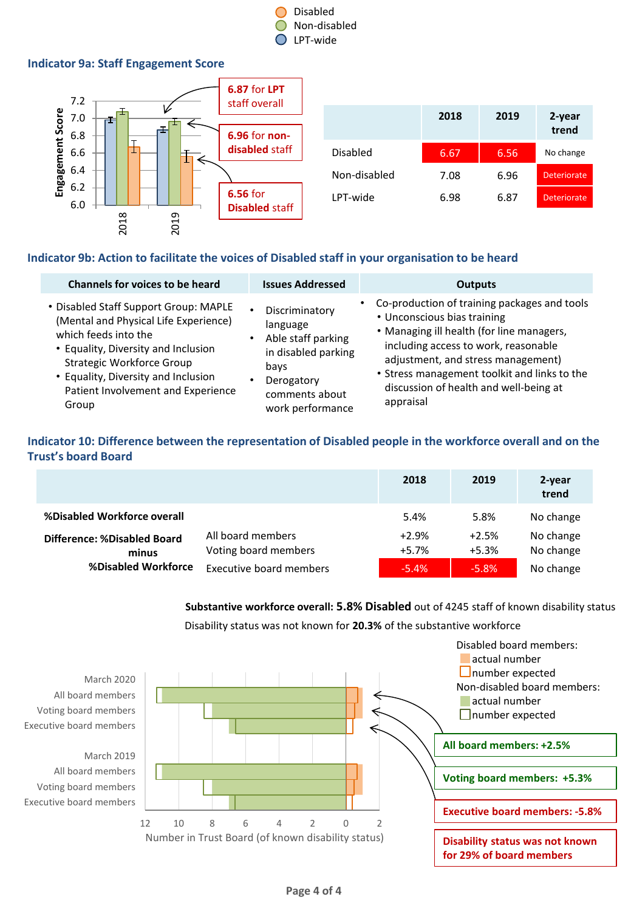Disabled
Non-disabled
LPT-wide

## Indicator 9a: Staff Engagement Score

Engagement Score

7.2
7.0
6.8
6.6
6.4
6.2
6.0

2018
2019

6.87 for LPT staff overall

6.96 for non-disabled staff

6.56 for Disabled staff

| | 2018 | 2019 | 2-year trend |
|---|---|---|---|
| Disabled | 6.67 | 6.56 | No change |
| Non-disabled | 7.08 | 6.96 | Deteriorate |
| LPT-wide | 6.98 | 6.87 | Deteriorate |

## Indicator 9b: Action to facilitate the voices of Disabled staff in your organisation to be heard

| Channels for voices to be heard | Issues Addressed | Outputs |
|---|---|---|
| • Disabled Staff Support Group: MAPLE (Mental and Physical Life Experience) which feeds into the<br>• Equality, Diversity and Inclusion Strategic Workforce Group<br>• Equality, Diversity and Inclusion Patient Involvement and Experience Group | • Discriminatory language<br>• Able staff parking in disabled parking bays<br>• Derogatory comments about work performance | • Co-production of training packages and tools<br>• Unconscious bias training<br>• Managing ill health (for line managers, including access to work, reasonable adjustment, and stress management)<br>• Stress management toolkit and links to the discussion of health and well-being at appraisal |

## Indicator 10: Difference between the representation of Disabled people in the workforce overall and on the Trust's board Board

| | | 2018 | 2019 | 2-year trend |
|---|---|---|---|---|
| **%Disabled Workforce overall** | | 5.4% | 5.8% | No change |
| **Difference: %Disabled Board minus %Disabled Workforce** | All board members | +2.9% | +2.5% | No change |
| | Voting board members | +5.7% | +5.3% | No change |
| | Executive board members | -5.4% | -5.8% | No change |

**Substantive workforce overall: 5.8% Disabled** out of 4245 staff of known disability status

Disability status was not known for **20.3%** of the substantive workforce

March 2020
All board members
Voting board members
Executive board members

March 2019
All board members
Voting board members
Executive board members

12 10 8 6 4 2 0 2

Number in Trust Board (of known disability status)

Disabled board members:
actual number
number expected
Non-disabled board members:
actual number
number expected

**All board members: +2.5%**

**Voting board members: +5.3%**

**Executive board members: -5.8%**

**Disability status was not known for 29% of board members**